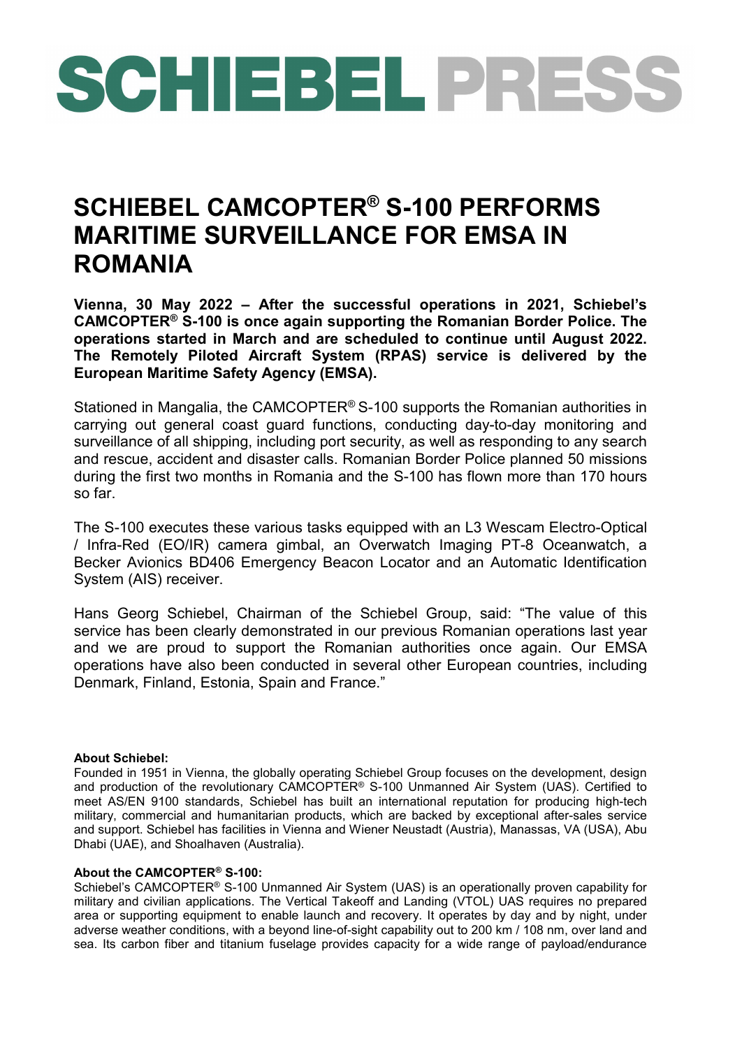# SCHIEBEL PRESS

## SCHIEBEL CAMCOPTER® S-100 PERFORMS MARITIME SURVEILLANCE FOR EMSA IN ROMANIA

**Vienna, 30 May 2022 – After the successful operations in 2021, Schiebel's CAMCOPTER® S-100 is once again supporting the Romanian Border Police. The operations started in March and are scheduled to continue until August 2022. The Remotely Piloted Aircraft System (RPAS) service is delivered by the European Maritime Safety Agency (EMSA).**

Stationed in Mangalia, the CAMCOPTER® S-100 supports the Romanian authorities in carrying out general coast guard functions, conducting day-to-day monitoring and surveillance of all shipping, including port security, as well as responding to any search and rescue, accident and disaster calls. Romanian Border Police planned 50 missions during the first two months in Romania and the S-100 has flown more than 170 hours so far.

The S-100 executes these various tasks equipped with an L3 Wescam Electro-Optical / Infra-Red (EO/IR) camera gimbal, an Overwatch Imaging PT-8 Oceanwatch, a Becker Avionics BD406 Emergency Beacon Locator and an Automatic Identification System (AIS) receiver.

Hans Georg Schiebel, Chairman of the Schiebel Group, said: "The value of this service has been clearly demonstrated in our previous Romanian operations last year and we are proud to support the Romanian authorities once again. Our EMSA operations have also been conducted in several other European countries, including Denmark, Finland, Estonia, Spain and France."

**About Schiebel:**
Founded in 1951 in Vienna, the globally operating Schiebel Group focuses on the development, design and production of the revolutionary CAMCOPTER® S-100 Unmanned Air System (UAS). Certified to meet AS/EN 9100 standards, Schiebel has built an international reputation for producing high-tech military, commercial and humanitarian products, which are backed by exceptional after-sales service and support. Schiebel has facilities in Vienna and Wiener Neustadt (Austria), Manassas, VA (USA), Abu Dhabi (UAE), and Shoalhaven (Australia).

**About the CAMCOPTER® S-100:**
Schiebel's CAMCOPTER® S-100 Unmanned Air System (UAS) is an operationally proven capability for military and civilian applications. The Vertical Takeoff and Landing (VTOL) UAS requires no prepared area or supporting equipment to enable launch and recovery. It operates by day and by night, under adverse weather conditions, with a beyond line-of-sight capability out to 200 km / 108 nm, over land and sea. Its carbon fiber and titanium fuselage provides capacity for a wide range of payload/endurance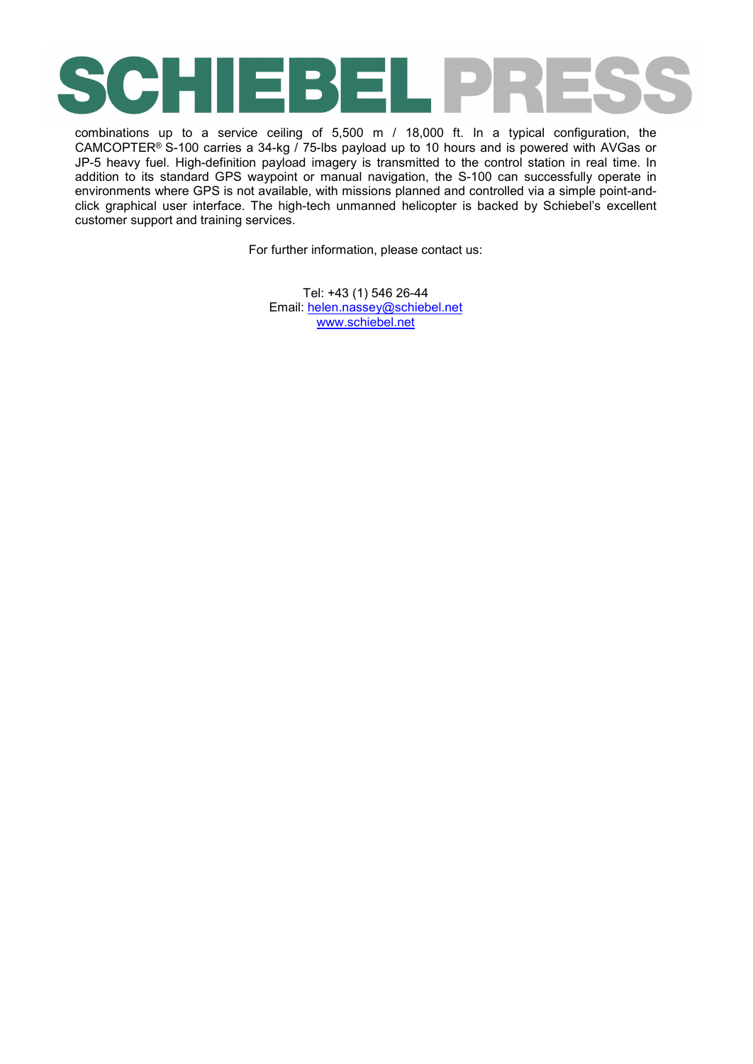combinations up to a service ceiling of 5,500 m / 18,000 ft. In a typical configuration, the CAMCOPTER® S-100 carries a 34-kg / 75-lbs payload up to 10 hours and is powered with AVGas or JP-5 heavy fuel. High-definition payload imagery is transmitted to the control station in real time. In addition to its standard GPS waypoint or manual navigation, the S-100 can successfully operate in environments where GPS is not available, with missions planned and controlled via a simple point-and-click graphical user interface. The high-tech unmanned helicopter is backed by Schiebel's excellent customer support and training services.

For further information, please contact us:

Tel: +43 (1) 546 26-44
Email: helen.nassey@schiebel.net
www.schiebel.net